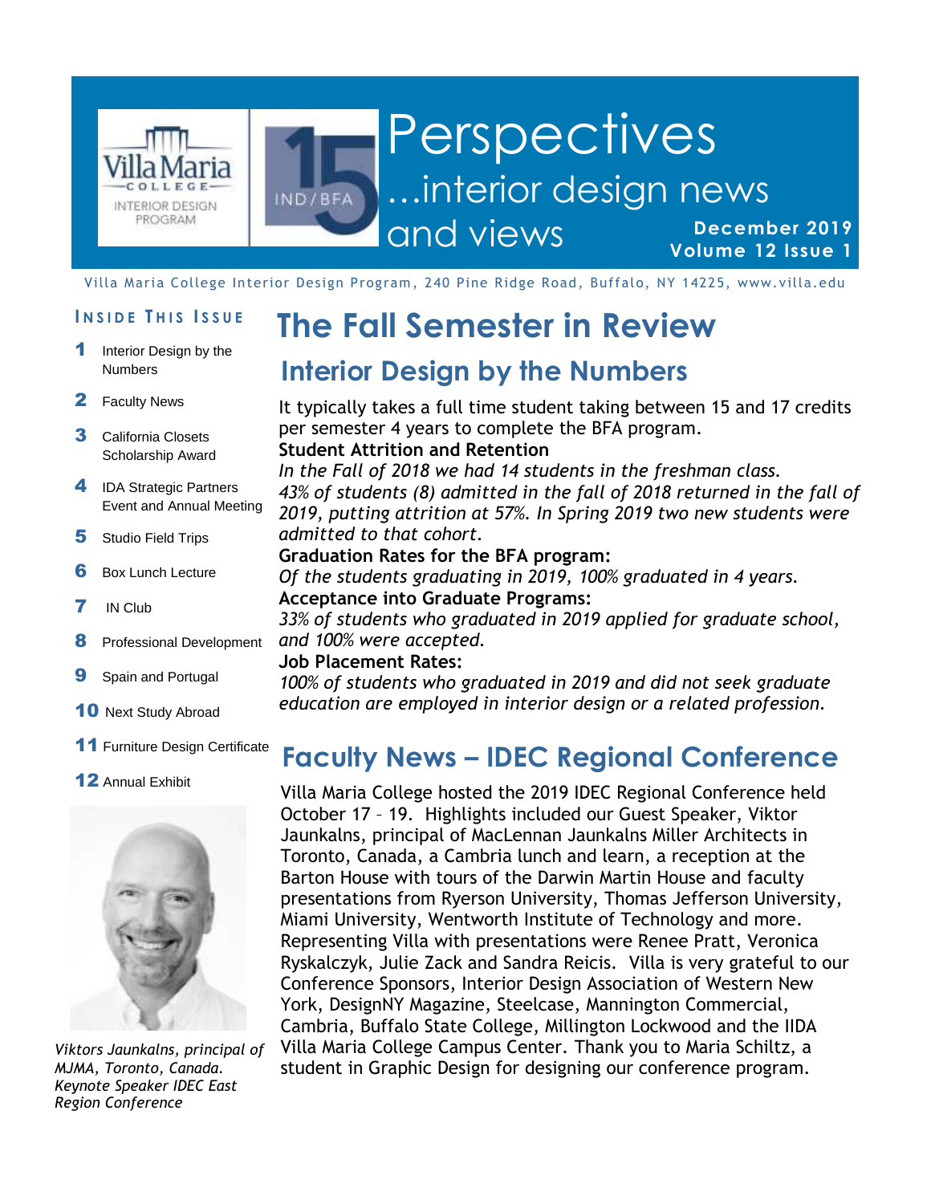# Perspectives

## ...interior design news and views

**December 2019**
**Volume 12 Issue 1**

Villa Maria College Interior Design Program, 240 Pine Ridge Road, Buffalo, NY 14225, www.villa.edu

**INSIDE THIS ISSUE**

1. Interior Design by the Numbers
2. Faculty News
3. California Closets Scholarship Award
4. IDA Strategic Partners Event and Annual Meeting
5. Studio Field Trips
6. Box Lunch Lecture
7. IN Club
8. Professional Development
9. Spain and Portugal
10. Next Study Abroad
11. Furniture Design Certificate
12. Annual Exhibit

*Viktors Jaunkalns, principal of MJMA, Toronto, Canada. Keynote Speaker IDEC East Region Conference*

# The Fall Semester in Review

## Interior Design by the Numbers

It typically takes a full time student taking between 15 and 17 credits per semester 4 years to complete the BFA program.

**Student Attrition and Retention**

*In the Fall of 2018 we had 14 students in the freshman class. 43% of students (8) admitted in the fall of 2018 returned in the fall of 2019, putting attrition at 57%. In Spring 2019 two new students were admitted to that cohort.*

**Graduation Rates for the BFA program:**

*Of the students graduating in 2019, 100% graduated in 4 years.*

**Acceptance into Graduate Programs:**

*33% of students who graduated in 2019 applied for graduate school, and 100% were accepted.*

**Job Placement Rates:**

*100% of students who graduated in 2019 and did not seek graduate education are employed in interior design or a related profession.*

## Faculty News – IDEC Regional Conference

Villa Maria College hosted the 2019 IDEC Regional Conference held October 17 – 19. Highlights included our Guest Speaker, Viktor Jaunkalns, principal of MacLennan Jaunkalns Miller Architects in Toronto, Canada, a Cambria lunch and learn, a reception at the Barton House with tours of the Darwin Martin House and faculty presentations from Ryerson University, Thomas Jefferson University, Miami University, Wentworth Institute of Technology and more. Representing Villa with presentations were Renee Pratt, Veronica Ryskalczyk, Julie Zack and Sandra Reicis. Villa is very grateful to our Conference Sponsors, Interior Design Association of Western New York, DesignNY Magazine, Steelcase, Mannington Commercial, Cambria, Buffalo State College, Millington Lockwood and the IIDA Villa Maria College Campus Center. Thank you to Maria Schiltz, a student in Graphic Design for designing our conference program.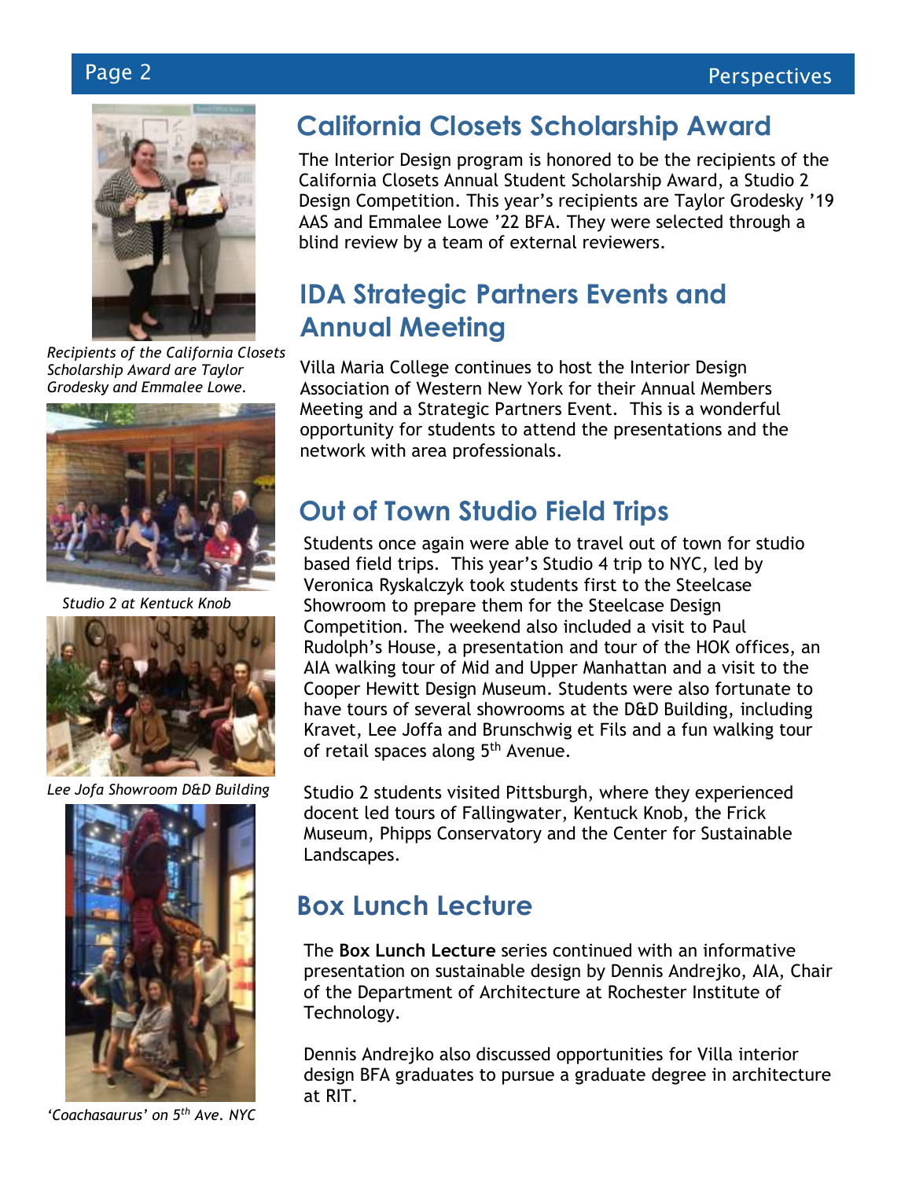*Recipients of the California Closets Scholarship Award are Taylor Grodesky and Emmalee Lowe.*

*Studio 2 at Kentuck Knob*

*Lee Jofa Showroom D&D Building*

*'Coachasaurus' on 5th Ave. NYC*

## California Closets Scholarship Award

The Interior Design program is honored to be the recipients of the California Closets Annual Student Scholarship Award, a Studio 2 Design Competition. This year's recipients are Taylor Grodesky '19 AAS and Emmalee Lowe '22 BFA. They were selected through a blind review by a team of external reviewers.

## IDA Strategic Partners Events and Annual Meeting

Villa Maria College continues to host the Interior Design Association of Western New York for their Annual Members Meeting and a Strategic Partners Event. This is a wonderful opportunity for students to attend the presentations and the network with area professionals.

## Out of Town Studio Field Trips

Students once again were able to travel out of town for studio based field trips. This year's Studio 4 trip to NYC, led by Veronica Ryskalczyk took students first to the Steelcase Showroom to prepare them for the Steelcase Design Competition. The weekend also included a visit to Paul Rudolph's House, a presentation and tour of the HOK offices, an AIA walking tour of Mid and Upper Manhattan and a visit to the Cooper Hewitt Design Museum. Students were also fortunate to have tours of several showrooms at the D&D Building, including Kravet, Lee Joffa and Brunschwig et Fils and a fun walking tour of retail spaces along 5th Avenue.

Studio 2 students visited Pittsburgh, where they experienced docent led tours of Fallingwater, Kentuck Knob, the Frick Museum, Phipps Conservatory and the Center for Sustainable Landscapes.

## Box Lunch Lecture

The **Box Lunch Lecture** series continued with an informative presentation on sustainable design by Dennis Andrejko, AIA, Chair of the Department of Architecture at Rochester Institute of Technology.

Dennis Andrejko also discussed opportunities for Villa interior design BFA graduates to pursue a graduate degree in architecture at RIT.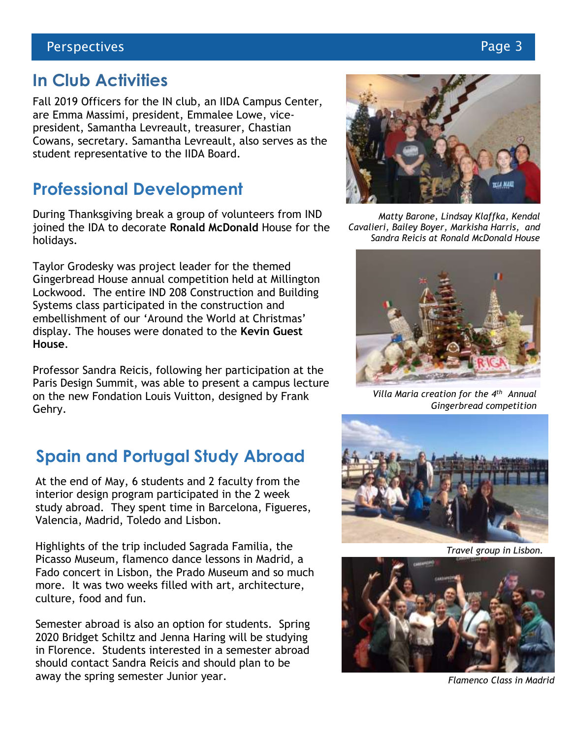## In Club Activities

Fall 2019 Officers for the IN club, an IIDA Campus Center, are Emma Massimi, president, Emmalee Lowe, vice-president, Samantha Levreault, treasurer, Chastian Cowans, secretary. Samantha Levreault, also serves as the student representative to the IIDA Board.

## Professional Development

During Thanksgiving break a group of volunteers from IND joined the IDA to decorate **Ronald McDonald** House for the holidays.

Taylor Grodesky was project leader for the themed Gingerbread House annual competition held at Millington Lockwood. The entire IND 208 Construction and Building Systems class participated in the construction and embellishment of our 'Around the World at Christmas' display. The houses were donated to the **Kevin Guest House**.

Professor Sandra Reicis, following her participation at the Paris Design Summit, was able to present a campus lecture on the new Fondation Louis Vuitton, designed by Frank Gehry.

## Spain and Portugal Study Abroad

At the end of May, 6 students and 2 faculty from the interior design program participated in the 2 week study abroad. They spent time in Barcelona, Figueres, Valencia, Madrid, Toledo and Lisbon.

Highlights of the trip included Sagrada Familia, the Picasso Museum, flamenco dance lessons in Madrid, a Fado concert in Lisbon, the Prado Museum and so much more. It was two weeks filled with art, architecture, culture, food and fun.

Semester abroad is also an option for students. Spring 2020 Bridget Schiltz and Jenna Haring will be studying in Florence. Students interested in a semester abroad should contact Sandra Reicis and should plan to be away the spring semester Junior year.

*Matty Barone, Lindsay Klaffka, Kendal Cavalieri, Bailey Boyer, Markisha Harris, and Sandra Reicis at Ronald McDonald House*

*Villa Maria creation for the 4th Annual Gingerbread competition*

*Travel group in Lisbon.*

*Flamenco Class in Madrid*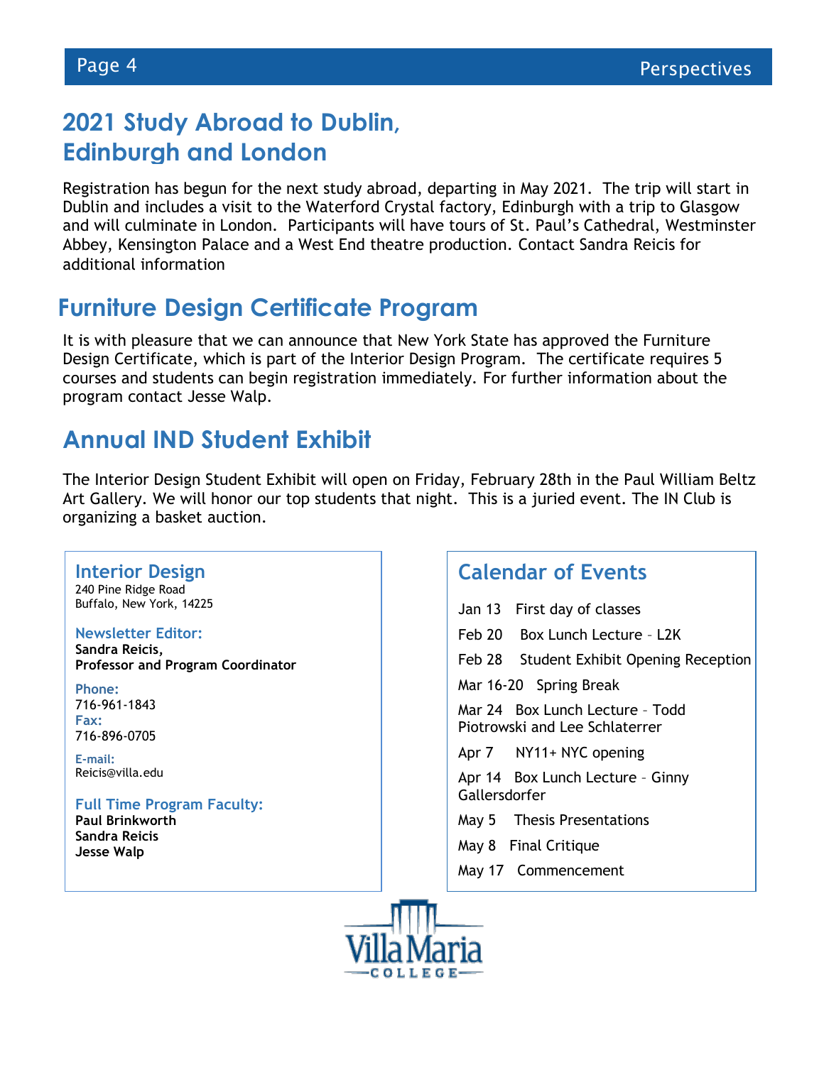## 2021 Study Abroad to Dublin, Edinburgh and London

Registration has begun for the next study abroad, departing in May 2021. The trip will start in Dublin and includes a visit to the Waterford Crystal factory, Edinburgh with a trip to Glasgow and will culminate in London. Participants will have tours of St. Paul's Cathedral, Westminster Abbey, Kensington Palace and a West End theatre production. Contact Sandra Reicis for additional information

## Furniture Design Certificate Program

It is with pleasure that we can announce that New York State has approved the Furniture Design Certificate, which is part of the Interior Design Program. The certificate requires 5 courses and students can begin registration immediately. For further information about the program contact Jesse Walp.

## Annual IND Student Exhibit

The Interior Design Student Exhibit will open on Friday, February 28th in the Paul William Beltz Art Gallery. We will honor our top students that night. This is a juried event. The IN Club is organizing a basket auction.

### Interior Design

240 Pine Ridge Road
Buffalo, New York, 14225

**Newsletter Editor:**
**Sandra Reicis,**
**Professor and Program Coordinator**

**Phone:**
716-961-1843
**Fax:**
716-896-0705

**E-mail:**
Reicis@villa.edu

**Full Time Program Faculty:**
**Paul Brinkworth**
**Sandra Reicis**
**Jesse Walp**

### Calendar of Events

Jan 13 First day of classes

Feb 20 Box Lunch Lecture – L2K

Feb 28 Student Exhibit Opening Reception

Mar 16-20 Spring Break

Mar 24 Box Lunch Lecture – Todd Piotrowski and Lee Schlaterrer

Apr 7 NY11+ NYC opening

Apr 14 Box Lunch Lecture – Ginny Gallersdorfer

May 5 Thesis Presentations

May 8 Final Critique

May 17 Commencement

Villa Maria
COLLEGE